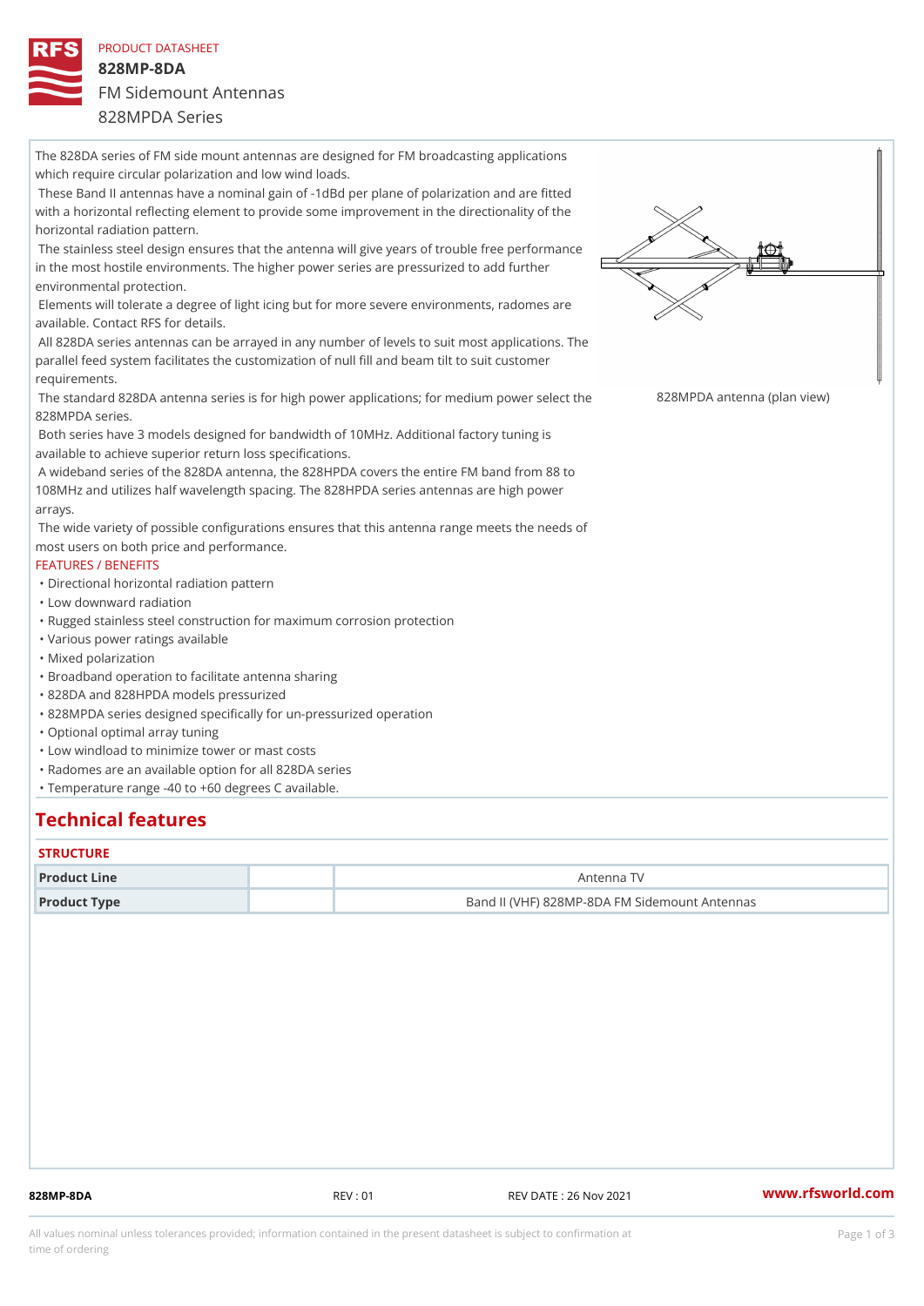PRODUCT DATASHEET

# 828MP-8DA

## FM Sidemount Antennas

## 828MPDA Series

The 828DA series of FM side mount antennas are designed for FM broadcasting applications which require circular polarization and low wind loads.

These Band II antennas have a nominal gain of -1dBd per plane of polarization and are fitted with a horizontal reflecting element to provide some improvement in the directionality of the horizontal radiation pattern.

The stainless steel design ensures that the antenna will give years of trouble free performance in the most hostile environments. The higher power series are pressurized to add further environmental protection.

Elements will tolerate a degree of light icing but for more severe environments, radomes are available. Contact RFS for details.

All 828DA series antennas can be arrayed in any number of levels to suit most applications. The parallel feed system facilitates the customization of null fill and beam tilt to suit customer requirements.

The standard 828DA antenna series is for high power applications; for medium power select the 828MPDA series.

Both series have 3 models designed for bandwidth of 10MHz. Additional factory tuning is available to achieve superior return loss specifications.

A wideband series of the 828DA antenna, the 828HPDA covers the entire FM band from 88 to 108MHz and utilizes half wavelength spacing. The 828HPDA series antennas are high power arrays.

The wide variety of possible configurations ensures that this antenna range meets the needs of most users on both price and performance.

828MPDA antenna (plan view)

FEATURES / BENEFITS

- Directional horizontal radiation pattern
- Low downward radiation
- Rugged stainless steel construction for maximum corrosion protection
- Various power ratings available
- Mixed polarization
- Broadband operation to facilitate antenna sharing
- 828DA and 828HPDA models pressurized
- 828MPDA series designed specifically for un-pressurized operation
- Optional optimal array tuning
- Low windload to minimize tower or mast costs
- Radomes are an available option for all 828DA series
- Temperature range -40 to +60 degrees C available.

# Technical features

### STRUCTURE

| | | |
|---|---|---|
| **Product Line** | | Antenna TV |
| **Product Type** | | Band II (VHF) 828MP-8DA FM Sidemount Antennas |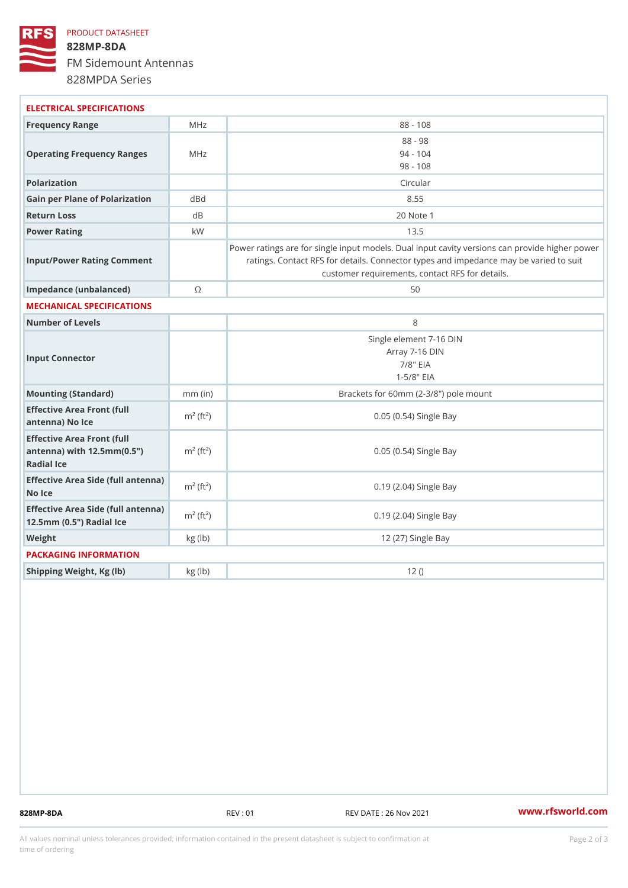PRODUCT DATASHEET

# 828MP-8DA

## FM Sidemount Antennas

828MPDA Series

### ELECTRICAL SPECIFICATIONS

| | | |
|---|---|---|
| Frequency Range | MHz | 88 - 108 |
| Operating Frequency Ranges | MHz | 88 - 98<br>94 - 104<br>98 - 108 |
| Polarization | | Circular |
| Gain per Plane of Polarization | dBd | 8.55 |
| Return Loss | dB | 20 Note 1 |
| Power Rating | kW | 13.5 |
| Input/Power Rating Comment | | Power ratings are for single input models. Dual input cavity versions can provide higher power ratings. Contact RFS for details. Connector types and impedance may be varied to suit customer requirements, contact RFS for details. |
| Impedance (unbalanced) | Ω | 50 |

### MECHANICAL SPECIFICATIONS

| | | |
|---|---|---|
| Number of Levels | | 8 |
| Input Connector | | Single element 7-16 DIN<br>Array 7-16 DIN<br>7/8" EIA<br>1-5/8" EIA |
| Mounting (Standard) | mm (in) | Brackets for 60mm (2-3/8") pole mount |
| Effective Area Front (full antenna) No Ice | $m^2$ ($ft^2$) | 0.05 (0.54) Single Bay |
| Effective Area Front (full antenna) with 12.5mm(0.5") Radial Ice | $m^2$ ($ft^2$) | 0.05 (0.54) Single Bay |
| Effective Area Side (full antenna) No Ice | $m^2$ ($ft^2$) | 0.19 (2.04) Single Bay |
| Effective Area Side (full antenna) 12.5mm (0.5") Radial Ice | $m^2$ ($ft^2$) | 0.19 (2.04) Single Bay |
| Weight | kg (lb) | 12 (27) Single Bay |

### PACKAGING INFORMATION

| | | |
|---|---|---|
| Shipping Weight, Kg (lb) | kg (lb) | 12 () |

828MP-8DA REV : 01 REV DATE : 26 Nov 2021 www.rfsworld.com

All values nominal unless tolerances provided; information contained in the present datasheet is subject to confirmation at time of ordering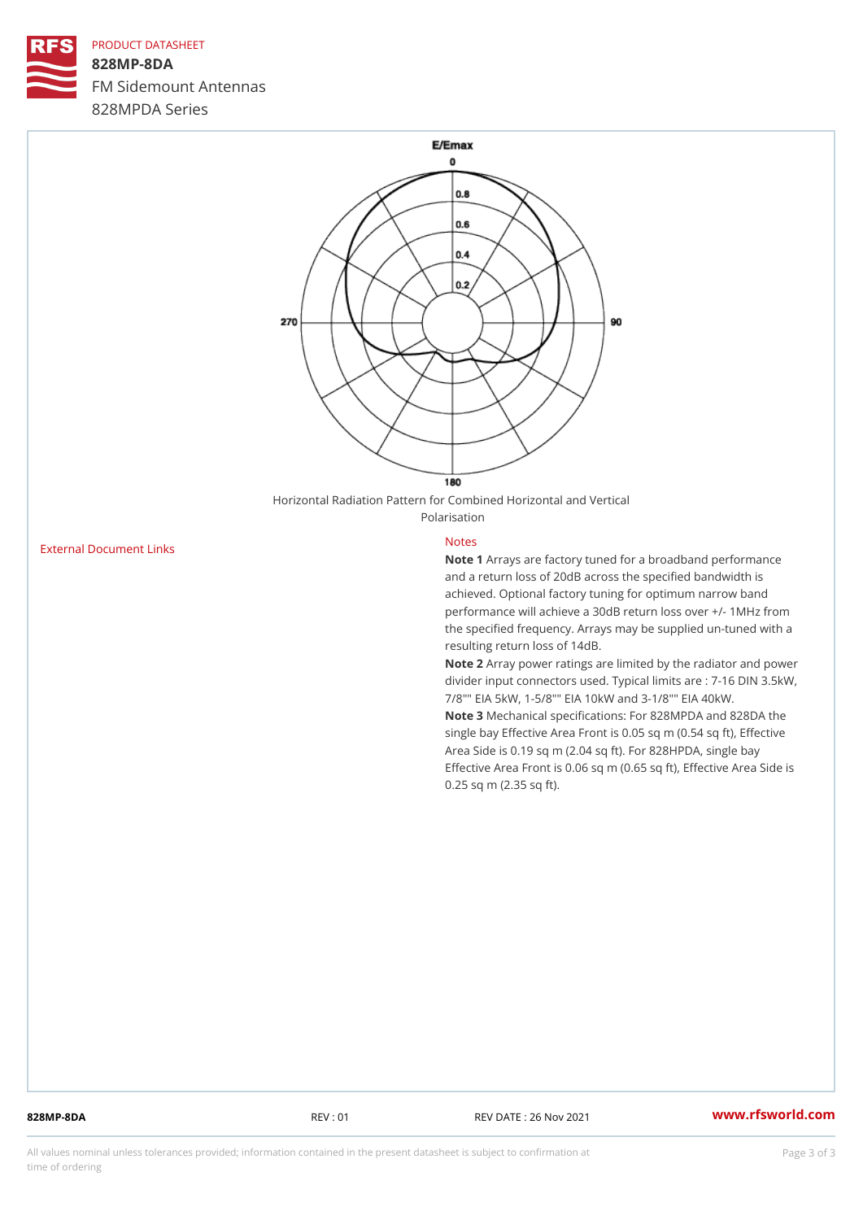PRODUCT DATASHEET

# 828MP-8DA

FM Sidemount Antennas

828MPDA Series

E/Emax

0

0.8

0.6

0.4

0.2

270

90

180

Horizontal Radiation Pattern for Combined Horizontal and Vertical Polarisation

External Document Links

## Notes

**Note 1** Arrays are factory tuned for a broadband performance and a return loss of 20dB across the specified bandwidth is achieved. Optional factory tuning for optimum narrow band performance will achieve a 30dB return loss over +/- 1MHz from the specified frequency. Arrays may be supplied un-tuned with a resulting return loss of 14dB.

**Note 2** Array power ratings are limited by the radiator and power divider input connectors used. Typical limits are : 7-16 DIN 3.5kW, 7/8"" EIA 5kW, 1-5/8"" EIA 10kW and 3-1/8"" EIA 40kW.

**Note 3** Mechanical specifications: For 828MPDA and 828DA the single bay Effective Area Front is 0.05 sq m (0.54 sq ft), Effective Area Side is 0.19 sq m (2.04 sq ft). For 828HPDA, single bay Effective Area Front is 0.06 sq m (0.65 sq ft), Effective Area Side is 0.25 sq m (2.35 sq ft).

828MP-8DA REV : 01 REV DATE : 26 Nov 2021 www.rfsworld.com

All values nominal unless tolerances provided; information contained in the present datasheet is subject to confirmation at time of ordering